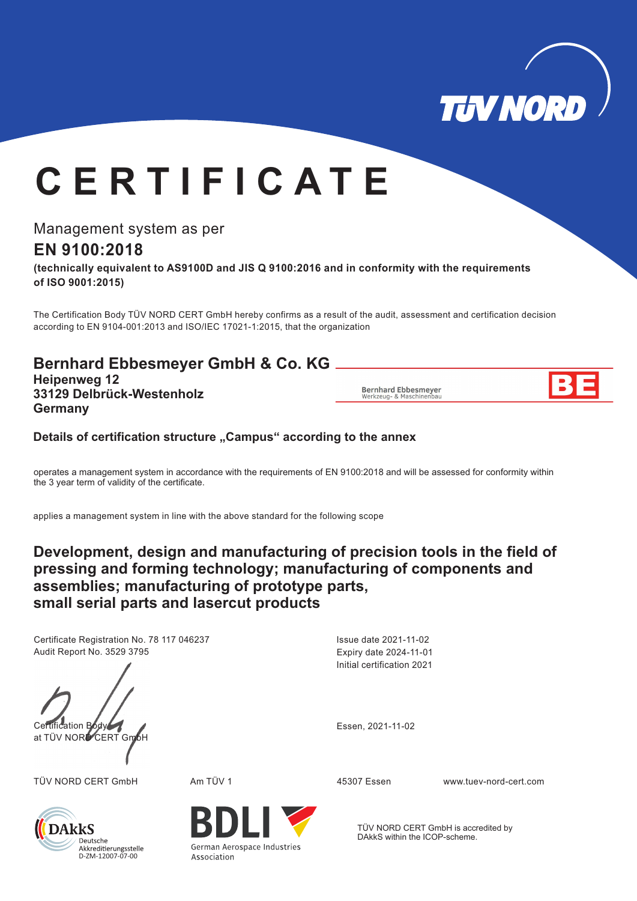TÜV NORD

# CERTIFICATE

Management system as per

## EN 9100:2018

**(technically equivalent to AS9100D and JIS Q 9100:2016 and in conformity with the requirements of ISO 9001:2015)**

The Certification Body TÜV NORD CERT GmbH hereby confirms as a result of the audit, assessment and certification decision according to EN 9104-001:2013 and ISO/IEC 17021-1:2015, that the organization

## Bernhard Ebbesmeyer GmbH & Co. KG

**Heipenweg 12**
**33129 Delbrück-Westenholz**
**Germany**

Bernhard Ebbesmeyer
Werkzeug- & Maschinenbau
BE

**Details of certification structure „Campus“ according to the annex**

operates a management system in accordance with the requirements of EN 9100:2018 and will be assessed for conformity within the 3 year term of validity of the certificate.

applies a management system in line with the above standard for the following scope

**Development, design and manufacturing of precision tools in the field of pressing and forming technology; manufacturing of components and assemblies; manufacturing of prototype parts, small serial parts and lasercut products**

Certificate Registration No. 78 117 046237
Audit Report No. 3529 3795

Issue date 2021-11-02
Expiry date 2024-11-01
Initial certification 2021

Certification Body
at TÜV NORD CERT GmbH

Essen, 2021-11-02

TÜV NORD CERT GmbH    Am TÜV 1    45307 Essen    www.tuev-nord-cert.com

DAkkS Deutsche Akkreditierungsstelle D-ZM-12007-07-00

BDLI German Aerospace Industries Association

TÜV NORD CERT GmbH is accredited by DAkkS within the ICOP-scheme.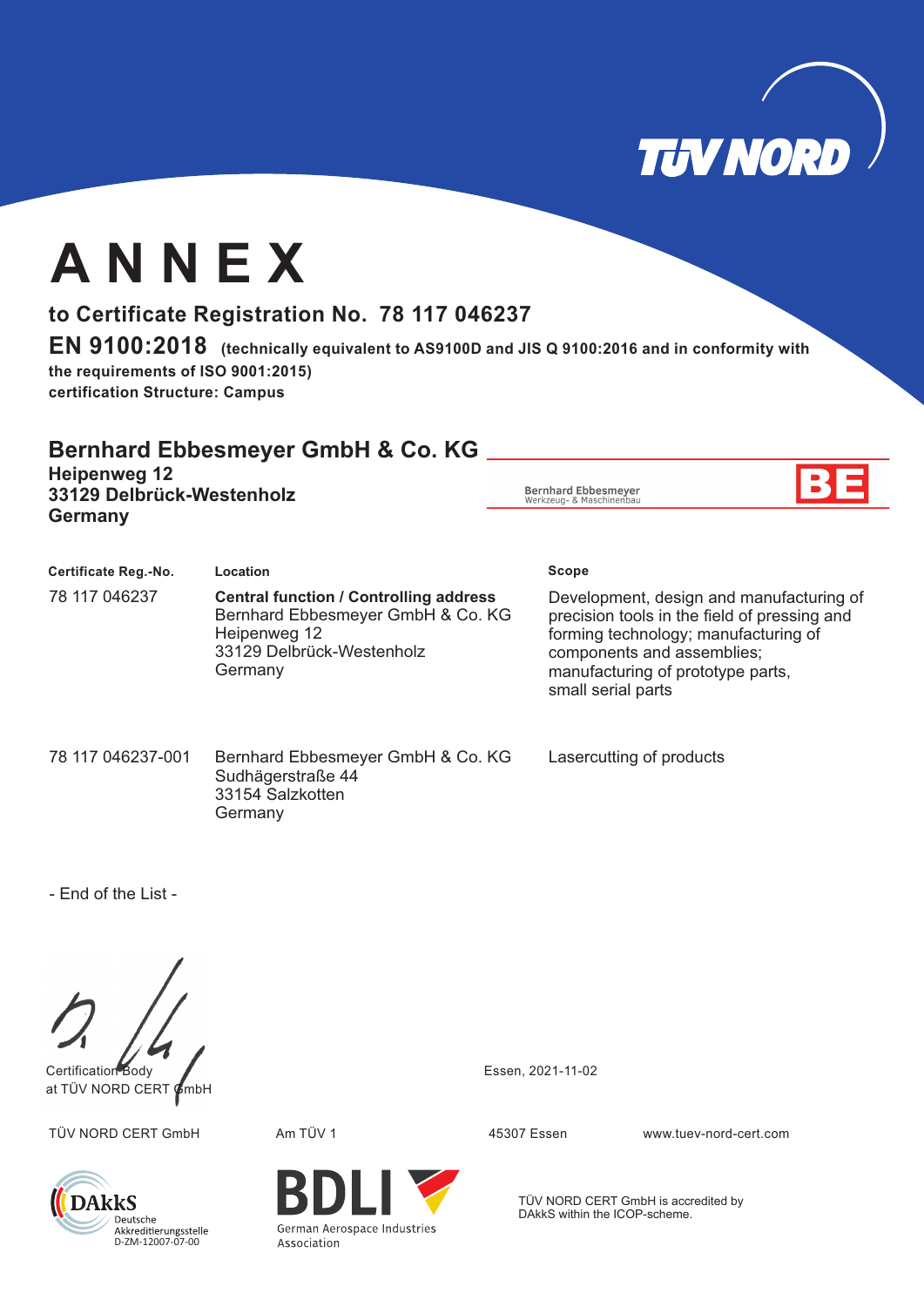TÜV NORD

# A N N E X

**to Certificate Registration No. 78 117 046237**

**EN 9100:2018** **(technically equivalent to AS9100D and JIS Q 9100:2016 and in conformity with the requirements of ISO 9001:2015)**

**certification Structure: Campus**

## Bernhard Ebbesmeyer GmbH & Co. KG

**Heipenweg 12**
**33129 Delbrück-Westenholz**
**Germany**

Bernhard Ebbesmeyer
Werkzeug- & Maschinenbau

BE

| Certificate Reg.-No. | Location | Scope |
|---|---|---|
| 78 117 046237 | **Central function / Controlling address** Bernhard Ebbesmeyer GmbH & Co. KG Heipenweg 12 33129 Delbrück-Westenholz Germany | Development, design and manufacturing of precision tools in the field of pressing and forming technology; manufacturing of components and assemblies; manufacturing of prototype parts, small serial parts |
| 78 117 046237-001 | Bernhard Ebbesmeyer GmbH & Co. KG Sudhägerstraße 44 33154 Salzkotten Germany | Lasercutting of products |

- End of the List -

Certification Body
at TÜV NORD CERT GmbH

Essen, 2021-11-02

TÜV NORD CERT GmbH Am TÜV 1 45307 Essen www.tuev-nord-cert.com

DAkkS Deutsche Akkreditierungsstelle D-ZM-12007-07-00

BDLI German Aerospace Industries Association

TÜV NORD CERT GmbH is accredited by DAkkS within the ICOP-scheme.